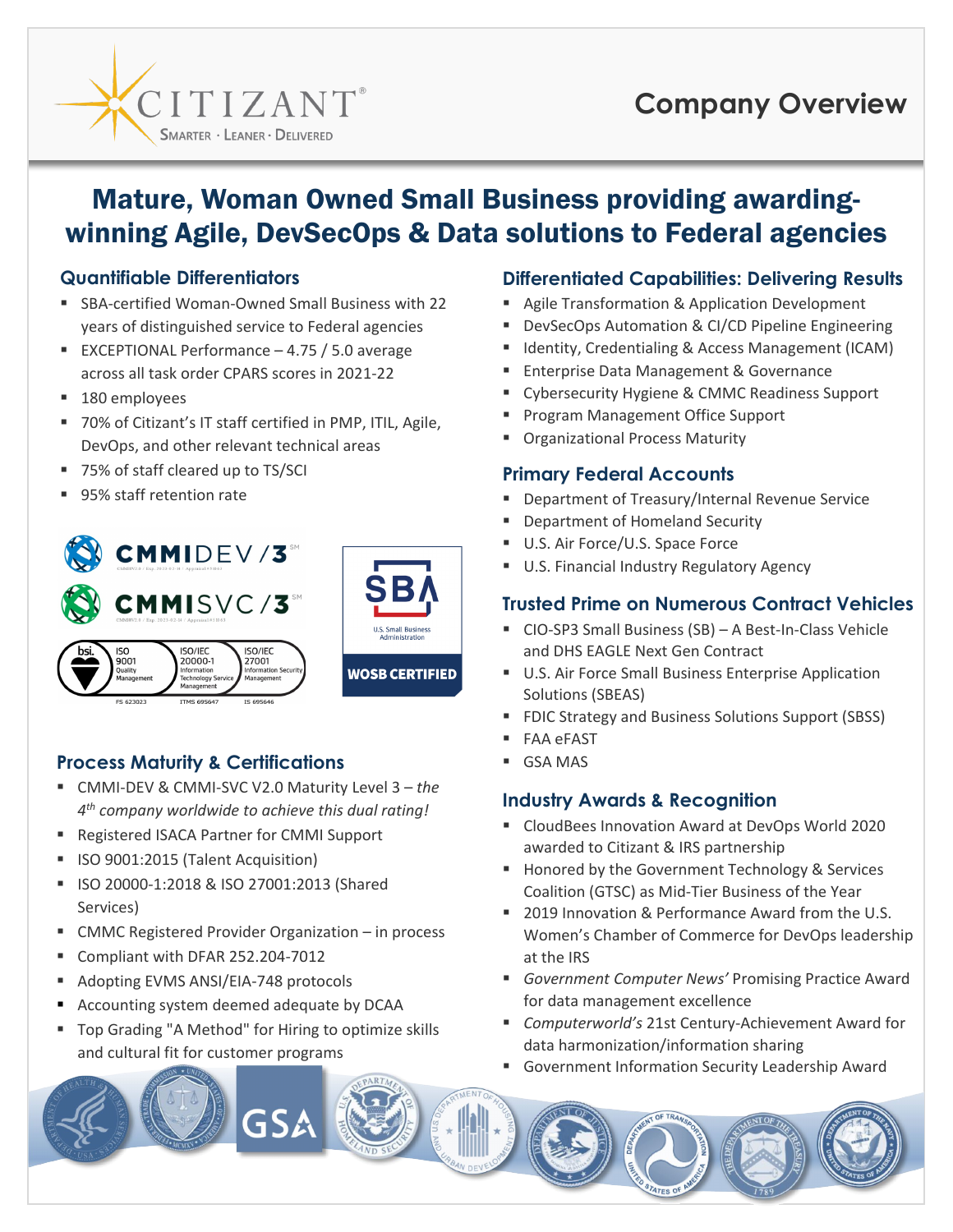# Company Overview

## Mature, Woman Owned Small Business providing awarding-winning Agile, DevSecOps & Data solutions to Federal agencies

### Quantifiable Differentiators

- SBA-certified Woman-Owned Small Business with 22 years of distinguished service to Federal agencies
- EXCEPTIONAL Performance – 4.75 / 5.0 average across all task order CPARS scores in 2021-22
- 180 employees
- 70% of Citizant's IT staff certified in PMP, ITIL, Agile, DevOps, and other relevant technical areas
- 75% of staff cleared up to TS/SCI
- 95% staff retention rate

### Process Maturity & Certifications

- CMMI-DEV & CMMI-SVC V2.0 Maturity Level 3 – *the 4th company worldwide to achieve this dual rating!*
- Registered ISACA Partner for CMMI Support
- ISO 9001:2015 (Talent Acquisition)
- ISO 20000-1:2018 & ISO 27001:2013 (Shared Services)
- CMMC Registered Provider Organization – in process
- Compliant with DFAR 252.204-7012
- Adopting EVMS ANSI/EIA-748 protocols
- Accounting system deemed adequate by DCAA
- Top Grading "A Method" for Hiring to optimize skills and cultural fit for customer programs

### Differentiated Capabilities: Delivering Results

- Agile Transformation & Application Development
- DevSecOps Automation & CI/CD Pipeline Engineering
- Identity, Credentialing & Access Management (ICAM)
- Enterprise Data Management & Governance
- Cybersecurity Hygiene & CMMC Readiness Support
- Program Management Office Support
- Organizational Process Maturity

### Primary Federal Accounts

- Department of Treasury/Internal Revenue Service
- Department of Homeland Security
- U.S. Air Force/U.S. Space Force
- U.S. Financial Industry Regulatory Agency

### Trusted Prime on Numerous Contract Vehicles

- CIO-SP3 Small Business (SB) – A Best-In-Class Vehicle and DHS EAGLE Next Gen Contract
- U.S. Air Force Small Business Enterprise Application Solutions (SBEAS)
- FDIC Strategy and Business Solutions Support (SBSS)
- FAA eFAST
- GSA MAS

### Industry Awards & Recognition

- CloudBees Innovation Award at DevOps World 2020 awarded to Citizant & IRS partnership
- Honored by the Government Technology & Services Coalition (GTSC) as Mid-Tier Business of the Year
- 2019 Innovation & Performance Award from the U.S. Women's Chamber of Commerce for DevOps leadership at the IRS
- *Government Computer News'* Promising Practice Award for data management excellence
- *Computerworld's* 21st Century-Achievement Award for data harmonization/information sharing
- Government Information Security Leadership Award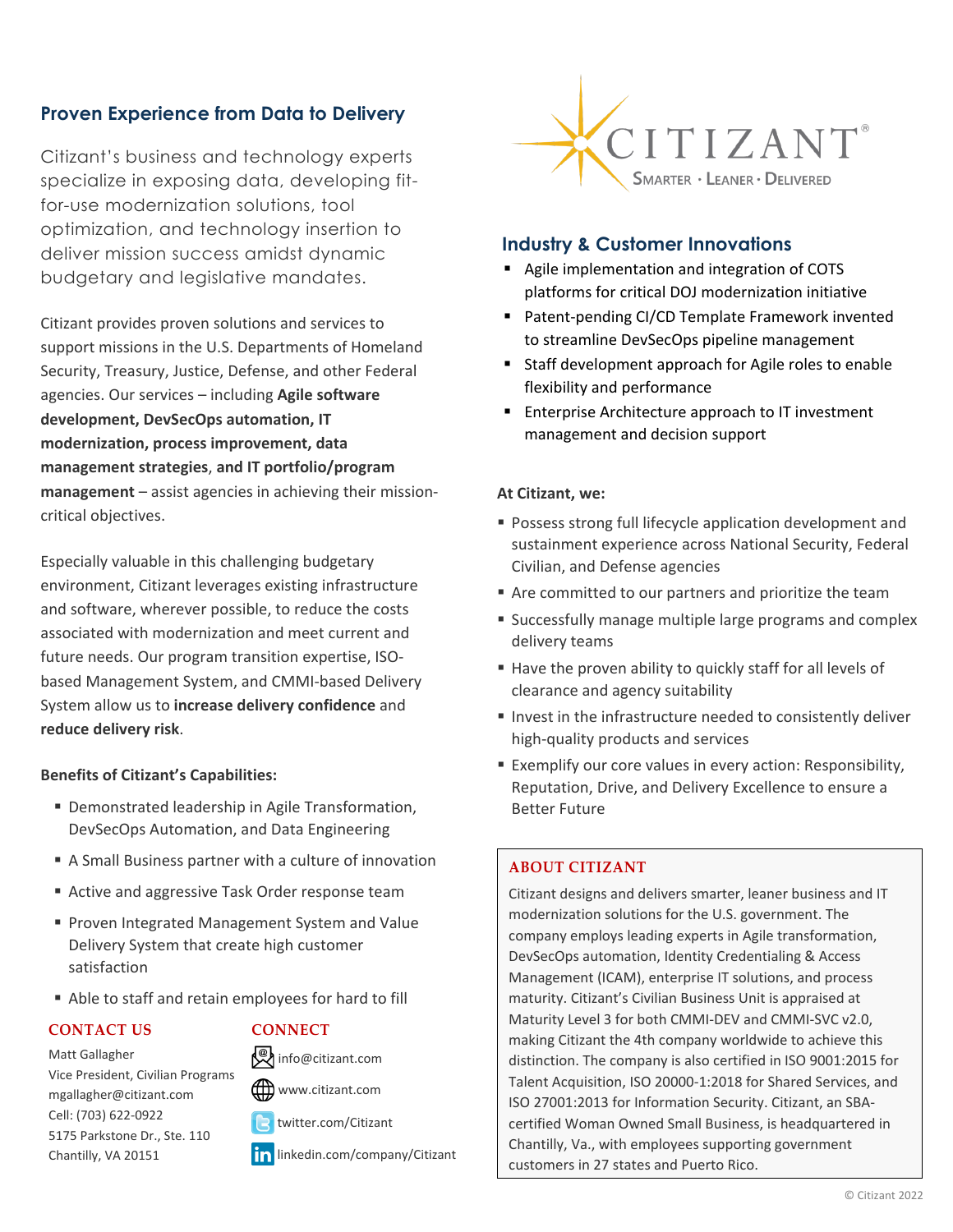## Proven Experience from Data to Delivery

Citizant's business and technology experts specialize in exposing data, developing fit-for-use modernization solutions, tool optimization, and technology insertion to deliver mission success amidst dynamic budgetary and legislative mandates.

Citizant provides proven solutions and services to support missions in the U.S. Departments of Homeland Security, Treasury, Justice, Defense, and other Federal agencies. Our services – including **Agile software development, DevSecOps automation, IT modernization, process improvement, data management strategies**, **and IT portfolio/program management** – assist agencies in achieving their mission-critical objectives.

Especially valuable in this challenging budgetary environment, Citizant leverages existing infrastructure and software, wherever possible, to reduce the costs associated with modernization and meet current and future needs. Our program transition expertise, ISO-based Management System, and CMMI-based Delivery System allow us to **increase delivery confidence** and **reduce delivery risk**.

**Benefits of Citizant's Capabilities:**

- Demonstrated leadership in Agile Transformation, DevSecOps Automation, and Data Engineering
- A Small Business partner with a culture of innovation
- Active and aggressive Task Order response team
- Proven Integrated Management System and Value Delivery System that create high customer satisfaction
- Able to staff and retain employees for hard to fill

### CONTACT US

Matt Gallagher
Vice President, Civilian Programs
mgallagher@citizant.com
Cell: (703) 622-0922
5175 Parkstone Dr., Ste. 110
Chantilly, VA 20151

### CONNECT

info@citizant.com
www.citizant.com
twitter.com/Citizant
linkedin.com/company/Citizant

CITIZANT®
SMARTER · LEANER · DELIVERED

## Industry & Customer Innovations

- Agile implementation and integration of COTS platforms for critical DOJ modernization initiative
- Patent-pending CI/CD Template Framework invented to streamline DevSecOps pipeline management
- Staff development approach for Agile roles to enable flexibility and performance
- Enterprise Architecture approach to IT investment management and decision support

**At Citizant, we:**

- Possess strong full lifecycle application development and sustainment experience across National Security, Federal Civilian, and Defense agencies
- Are committed to our partners and prioritize the team
- Successfully manage multiple large programs and complex delivery teams
- Have the proven ability to quickly staff for all levels of clearance and agency suitability
- Invest in the infrastructure needed to consistently deliver high-quality products and services
- Exemplify our core values in every action: Responsibility, Reputation, Drive, and Delivery Excellence to ensure a Better Future

### ABOUT CITIZANT

Citizant designs and delivers smarter, leaner business and IT modernization solutions for the U.S. government. The company employs leading experts in Agile transformation, DevSecOps automation, Identity Credentialing & Access Management (ICAM), enterprise IT solutions, and process maturity. Citizant's Civilian Business Unit is appraised at Maturity Level 3 for both CMMI-DEV and CMMI-SVC v2.0, making Citizant the 4th company worldwide to achieve this distinction. The company is also certified in ISO 9001:2015 for Talent Acquisition, ISO 20000-1:2018 for Shared Services, and ISO 27001:2013 for Information Security. Citizant, an SBA-certified Woman Owned Small Business, is headquartered in Chantilly, Va., with employees supporting government customers in 27 states and Puerto Rico.

© Citizant 2022